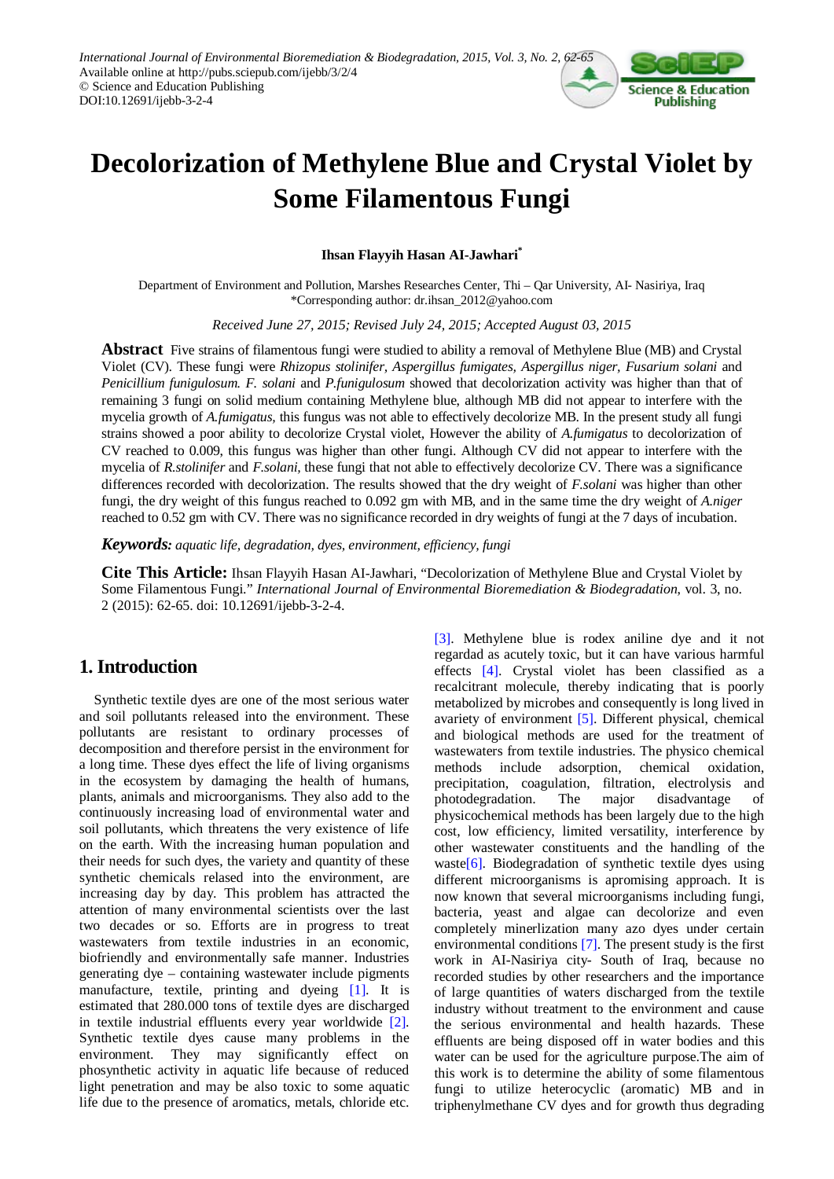# Decolorization of Methylene Blue and Crystal Violet by Some Filamentous Fungi

**Ihsan Flayyih Hasan AI-Jawhari***

Department of Environment and Pollution, Marshes Researches Center, Thi – Qar University, AI- Nasiriya, Iraq
*Corresponding author: dr.ihsan_2012@yahoo.com

*Received June 27, 2015; Revised July 24, 2015; Accepted August 03, 2015*

**Abstract** Five strains of filamentous fungi were studied to ability a removal of Methylene Blue (MB) and Crystal Violet (CV). These fungi were *Rhizopus stolinifer, Aspergillus fumigates, Aspergillus niger, Fusarium solani* and *Penicillium funigulosum. F. solani* and *P.funigulosum* showed that decolorization activity was higher than that of remaining 3 fungi on solid medium containing Methylene blue, although MB did not appear to interfere with the mycelia growth of *A.fumigatus*, this fungus was not able to effectively decolorize MB. In the present study all fungi strains showed a poor ability to decolorize Crystal violet, However the ability of *A.fumigatus* to decolorization of CV reached to 0.009, this fungus was higher than other fungi. Although CV did not appear to interfere with the mycelia of *R.stolinifer* and *F.solani,* these fungi that not able to effectively decolorize CV. There was a significance differences recorded with decolorization. The results showed that the dry weight of *F.solani* was higher than other fungi, the dry weight of this fungus reached to 0.092 gm with MB, and in the same time the dry weight of *A.niger* reached to 0.52 gm with CV. There was no significance recorded in dry weights of fungi at the 7 days of incubation.

***Keywords:*** *aquatic life, degradation, dyes, environment, efficiency, fungi*

**Cite This Article:** Ihsan Flayyih Hasan AI-Jawhari, "Decolorization of Methylene Blue and Crystal Violet by Some Filamentous Fungi." *International Journal of Environmental Bioremediation & Biodegradation*, vol. 3, no. 2 (2015): 62-65. doi: 10.12691/ijebb-3-2-4.

## 1. Introduction

Synthetic textile dyes are one of the most serious water and soil pollutants released into the environment. These pollutants are resistant to ordinary processes of decomposition and therefore persist in the environment for a long time. These dyes effect the life of living organisms in the ecosystem by damaging the health of humans, plants, animals and microorganisms. They also add to the continuously increasing load of environmental water and soil pollutants, which threatens the very existence of life on the earth. With the increasing human population and their needs for such dyes, the variety and quantity of these synthetic chemicals relased into the environment, are increasing day by day. This problem has attracted the attention of many environmental scientists over the last two decades or so. Efforts are in progress to treat wastewaters from textile industries in an economic, biofriendly and environmentally safe manner. Industries generating dye – containing wastewater include pigments manufacture, textile, printing and dyeing [1]. It is estimated that 280.000 tons of textile dyes are discharged in textile industrial effluents every year worldwide [2]. Synthetic textile dyes cause many problems in the environment. They may significantly effect on phosynthetic activity in aquatic life because of reduced light penetration and may be also toxic to some aquatic life due to the presence of aromatics, metals, chloride etc. [3]. Methylene blue is rodex aniline dye and it not regardad as acutely toxic, but it can have various harmful effects [4]. Crystal violet has been classified as a recalcitrant molecule, thereby indicating that is poorly metabolized by microbes and consequently is long lived in avariety of environment [5]. Different physical, chemical and biological methods are used for the treatment of wastewaters from textile industries. The physico chemical methods include adsorption, chemical oxidation, precipitation, coagulation, filtration, electrolysis and photodegradation. The major disadvantage of physicochemical methods has been largely due to the high cost, low efficiency, limited versatility, interference by other wastewater constituents and the handling of the waste[6]. Biodegradation of synthetic textile dyes using different microorganisms is apromising approach. It is now known that several microorganisms including fungi, bacteria, yeast and algae can decolorize and even completely minerlization many azo dyes under certain environmental conditions [7]. The present study is the first work in AI-Nasiriya city- South of Iraq, because no recorded studies by other researchers and the importance of large quantities of waters discharged from the textile industry without treatment to the environment and cause the serious environmental and health hazards. These effluents are being disposed off in water bodies and this water can be used for the agriculture purpose.The aim of this work is to determine the ability of some filamentous fungi to utilize heterocyclic (aromatic) MB and in triphenylmethane CV dyes and for growth thus degrading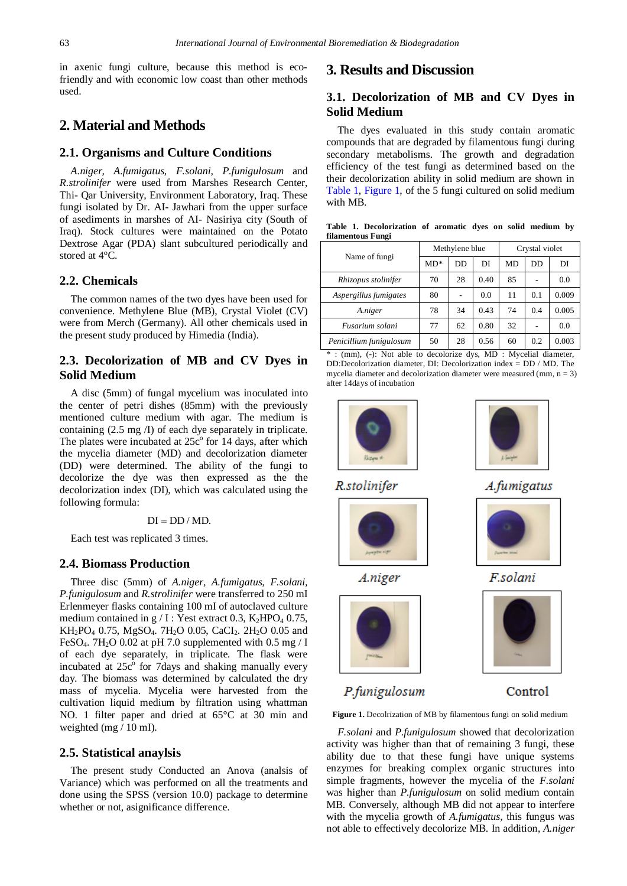in axenic fungi culture, because this method is eco-friendly and with economic low coast than other methods used.

## 2. Material and Methods

### 2.1. Organisms and Culture Conditions

*A.niger, A.fumigatus, F.solani, P.funigulosum* and *R.strolinifer* were used from Marshes Research Center, Thi- Qar University, Environment Laboratory, Iraq. These fungi isolated by Dr. AI- Jawhari from the upper surface of asediments in marshes of AI- Nasiriya city (South of Iraq). Stock cultures were maintained on the Potato Dextrose Agar (PDA) slant subcultured periodically and stored at 4°C.

### 2.2. Chemicals

The common names of the two dyes have been used for convenience. Methylene Blue (MB), Crystal Violet (CV) were from Merch (Germany). All other chemicals used in the present study produced by Himedia (India).

### 2.3. Decolorization of MB and CV Dyes in Solid Medium

A disc (5mm) of fungal mycelium was inoculated into the center of petri dishes (85mm) with the previously mentioned culture medium with agar. The medium is containing (2.5 mg /I) of each dye separately in triplicate. The plates were incubated at 25c° for 14 days, after which the mycelia diameter (MD) and decolorization diameter (DD) were determined. The ability of the fungi to decolorize the dye was then expressed as the the decolorization index (DI), which was calculated using the following formula:

$$DI = DD / MD.$$

Each test was replicated 3 times.

### 2.4. Biomass Production

Three disc (5mm) of *A.niger, A.fumigatus, F.solani, P.funigulosum* and *R.strolinifer* were transferred to 250 mI Erlenmeyer flasks containing 100 mI of autoclaved culture medium contained in g / I : Yest extract 0.3, $K_2HPO_4$ 0.75, $KH_2PO_4$ 0.75, $MgSO_4.7H_2O$ 0.05, $CaCI_2.2H_2O$ 0.05 and $FeSO_4.7H_2O$ 0.02 at pH 7.0 supplemented with 0.5 mg / I of each dye separately, in triplicate. The flask were incubated at 25c° for 7days and shaking manually every day. The biomass was determined by calculated the dry mass of mycelia. Mycelia were harvested from the cultivation liquid medium by filtration using whattman NO. 1 filter paper and dried at 65°C at 30 min and weighted (mg / 10 mI).

### 2.5. Statistical anaylsis

The present study Conducted an Anova (analsis of Variance) which was performed on all the treatments and done using the SPSS (version 10.0) package to determine whether or not, asignificance difference.

## 3. Results and Discussion

### 3.1. Decolorization of MB and CV Dyes in Solid Medium

The dyes evaluated in this study contain aromatic compounds that are degraded by filamentous fungi during secondary metabolisms. The growth and degradation efficiency of the test fungi as determined based on the their decolorization ability in solid medium are shown in Table 1, Figure 1, of the 5 fungi cultured on solid medium with MB.

**Table 1. Decolorization of aromatic dyes on solid medium by filamentous Fungi**

| Name of fungi | Methylene blue | | | Crystal violet | | |
|---|---|---|---|---|---|---|
| | MD* | DD | DI | MD | DD | DI |
| *Rhizopus stolinifer* | 70 | 28 | 0.40 | 85 | - | 0.0 |
| *Aspergillus fumigates* | 80 | - | 0.0 | 11 | 0.1 | 0.009 |
| *A.niger* | 78 | 34 | 0.43 | 74 | 0.4 | 0.005 |
| *Fusarium solani* | 77 | 62 | 0.80 | 32 | - | 0.0 |
| *Penicillium funigulosum* | 50 | 28 | 0.56 | 60 | 0.2 | 0.003 |

\* : (mm), (-): Not able to decolorize dys, MD : Mycelial diameter, DD:Decolorization diameter, DI: Decolorization index = DD / MD. The mycelia diameter and decolorization diameter were measured (mm, n = 3) after 14days of incubation

**Figure 1.** Decolrization of MB by filamentous fungi on solid medium

*F.solani* and *P.funigulosum* showed that decolorization activity was higher than that of remaining 3 fungi, these ability due to that these fungi have unique systems enzymes for breaking complex organic structures into simple fragments, however the mycelia of the *F.solani* was higher than *P.funigulosum* on solid medium contain MB. Conversely, although MB did not appear to interfere with the mycelia growth of *A.fumigatus*, this fungus was not able to effectively decolorize MB. In addition, *A.niger*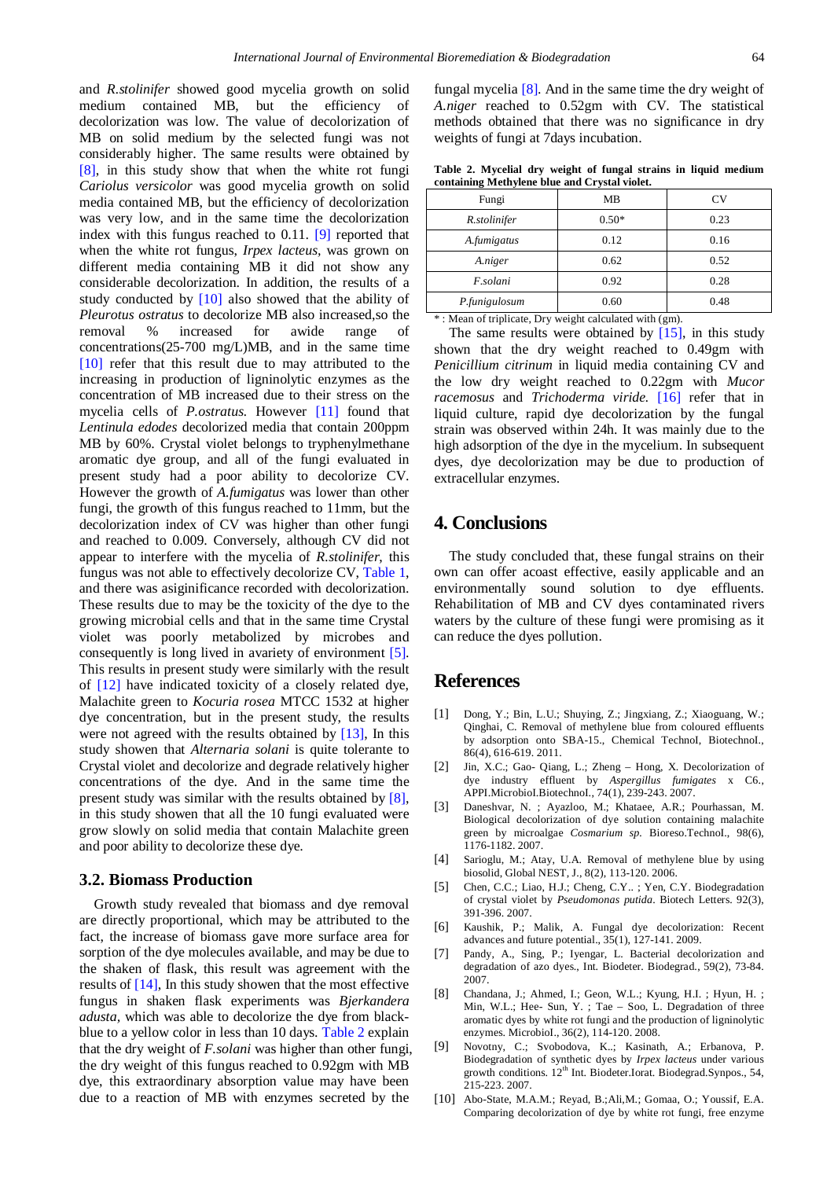and *R.stolinifer* showed good mycelia growth on solid medium contained MB, but the efficiency of decolorization was low. The value of decolorization of MB on solid medium by the selected fungi was not considerably higher. The same results were obtained by [8], in this study show that when the white rot fungi *Cariolus versicolor* was good mycelia growth on solid media contained MB, but the efficiency of decolorization was very low, and in the same time the decolorization index with this fungus reached to 0.11. [9] reported that when the white rot fungus, *Irpex lacteus*, was grown on different media containing MB it did not show any considerable decolorization. In addition, the results of a study conducted by [10] also showed that the ability of *Pleurotus ostratus* to decolorize MB also increased,so the removal % increased for awide range of concentrations(25-700 mg/L)MB, and in the same time [10] refer that this result due to may attributed to the increasing in production of ligninolytic enzymes as the concentration of MB increased due to their stress on the mycelia cells of *P.ostratus.* However [11] found that *Lentinula edodes* decolorized media that contain 200ppm MB by 60%. Crystal violet belongs to tryphenylmethane aromatic dye group, and all of the fungi evaluated in present study had a poor ability to decolorize CV. However the growth of *A.fumigatus* was lower than other fungi, the growth of this fungus reached to 11mm, but the decolorization index of CV was higher than other fungi and reached to 0.009. Conversely, although CV did not appear to interfere with the mycelia of *R.stolinifer*, this fungus was not able to effectively decolorize CV, Table 1, and there was asiginificance recorded with decolorization. These results due to may be the toxicity of the dye to the growing microbial cells and that in the same time Crystal violet was poorly metabolized by microbes and consequently is long lived in avariety of environment [5]. This results in present study were similarly with the result of [12] have indicated toxicity of a closely related dye, Malachite green to *Kocuria rosea* MTCC 1532 at higher dye concentration, but in the present study, the results were not agreed with the results obtained by [13], In this study showen that *Alternaria solani* is quite tolerante to Crystal violet and decolorize and degrade relatively higher concentrations of the dye. And in the same time the present study was similar with the results obtained by [8], in this study showen that all the 10 fungi evaluated were grow slowly on solid media that contain Malachite green and poor ability to decolorize these dye.

### 3.2. Biomass Production

Growth study revealed that biomass and dye removal are directly proportional, which may be attributed to the fact, the increase of biomass gave more surface area for sorption of the dye molecules available, and may be due to the shaken of flask, this result was agreement with the results of [14], In this study showen that the most effective fungus in shaken flask experiments was *Bjerkandera adusta*, which was able to decolorize the dye from black-blue to a yellow color in less than 10 days. Table 2 explain that the dry weight of *F.solani* was higher than other fungi, the dry weight of this fungus reached to 0.92gm with MB dye, this extraordinary absorption value may have been due to a reaction of MB with enzymes secreted by the fungal mycelia [8]. And in the same time the dry weight of *A.niger* reached to 0.52gm with CV. The statistical methods obtained that there was no significance in dry weights of fungi at 7days incubation.

**Table 2. Mycelial dry weight of fungal strains in liquid medium containing Methylene blue and Crystal violet.**

| Fungi | MB | CV |
|---|---|---|
| *R.stolinifer* | 0.50* | 0.23 |
| *A.fumigatus* | 0.12 | 0.16 |
| *A.niger* | 0.62 | 0.52 |
| *F.solani* | 0.92 | 0.28 |
| *P.funigulosum* | 0.60 | 0.48 |

* : Mean of triplicate, Dry weight calculated with (gm).

The same results were obtained by [15], in this study shown that the dry weight reached to 0.49gm with *Penicillium citrinum* in liquid media containing CV and the low dry weight reached to 0.22gm with *Mucor racemosus* and *Trichoderma viride.* [16] refer that in liquid culture, rapid dye decolorization by the fungal strain was observed within 24h. It was mainly due to the high adsorption of the dye in the mycelium. In subsequent dyes, dye decolorization may be due to production of extracellular enzymes.

## 4. Conclusions

The study concluded that, these fungal strains on their own can offer acoast effective, easily applicable and an environmentally sound solution to dye effluents. Rehabilitation of MB and CV dyes contaminated rivers waters by the culture of these fungi were promising as it can reduce the dyes pollution.

## References

[1] Dong, Y.; Bin, L.U.; Shuying, Z.; Jingxiang, Z.; Xiaoguang, W.; Qinghai, C. Removal of methylene blue from coloured effluents by adsorption onto SBA-15., Chemical Technol, Biotechnol., 86(4), 616-619. 2011.

[2] Jin, X.C.; Gao- Qiang, L.; Zheng – Hong, X. Decolorization of dye industry effluent by *Aspergillus fumigates* x C6., APPI.Microbiol.Biotechnol., 74(1), 239-243. 2007.

[3] Daneshvar, N. ; Ayazloo, M.; Khataee, A.R.; Pourhassan, M. Biological decolorization of dye solution containing malachite green by microalgae *Cosmarium sp.* Bioreso.Technol., 98(6), 1176-1182. 2007.

[4] Sarioglu, M.; Atay, U.A. Removal of methylene blue by using biosolid, Global NEST, J., 8(2), 113-120. 2006.

[5] Chen, C.C.; Liao, H.J.; Cheng, C.Y.. ; Yen, C.Y. Biodegradation of crystal violet by *Pseudomonas putida*. Biotech Letters. 92(3), 391-396. 2007.

[6] Kaushik, P.; Malik, A. Fungal dye decolorization: Recent advances and future potential., 35(1), 127-141. 2009.

[7] Pandy, A., Sing, P.; Iyengar, L. Bacterial decolorization and degradation of azo dyes., Int. Biodeter. Biodegrad., 59(2), 73-84. 2007.

[8] Chandana, J.; Ahmed, I.; Geon, W.L.; Kyung, H.I. ; Hyun, H. ; Min, W.L.; Hee- Sun, Y. ; Tae – Soo, L. Degradation of three aromatic dyes by white rot fungi and the production of ligninolytic enzymes. Microbiol., 36(2), 114-120. 2008.

[9] Novotny, C.; Svobodova, K..; Kasinath, A.; Erbanova, P. Biodegradation of synthetic dyes by *Irpex lacteus* under various growth conditions. 12th Int. Biodeter.Iorat. Biodegrad.Synpos., 54, 215-223. 2007.

[10] Abo-State, M.A.M.; Reyad, B.;Ali,M.; Gomaa, O.; Youssif, E.A. Comparing decolorization of dye by white rot fungi, free enzyme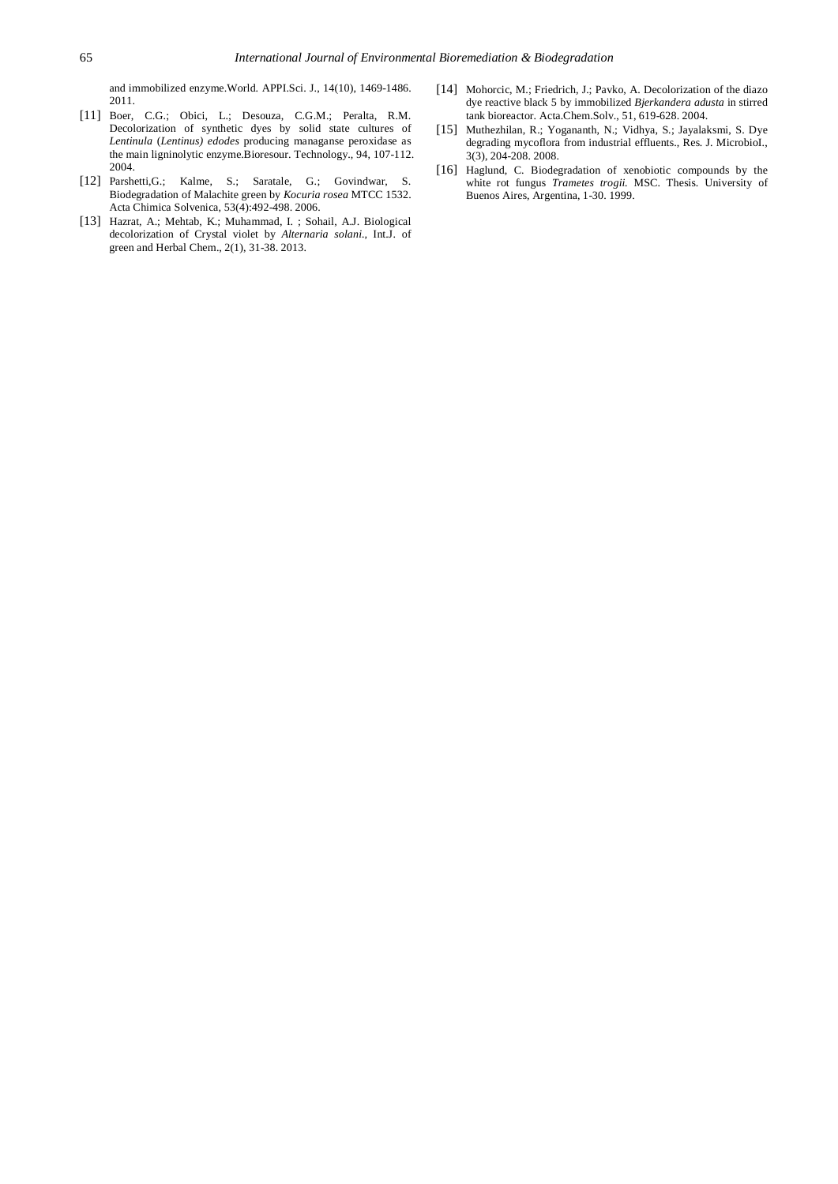and immobilized enzyme.World. APPI.Sci. J., 14(10), 1469-1486. 2011.

[11] Boer, C.G.; Obici, L.; Desouza, C.G.M.; Peralta, R.M. Decolorization of synthetic dyes by solid state cultures of *Lentinula* (*Lentinus) edodes* producing managanse peroxidase as the main ligninolytic enzyme.Bioresour. Technology., 94, 107-112. 2004.

[12] Parshetti,G.; Kalme, S.; Saratale, G.; Govindwar, S. Biodegradation of Malachite green by *Kocuria rosea* MTCC 1532. Acta Chimica Solvenica, 53(4):492-498. 2006.

[13] Hazrat, A.; Mehtab, K.; Muhammad, I. ; Sohail, A.J. Biological decolorization of Crystal violet by *Alternaria solani.*, Int.J. of green and Herbal Chem., 2(1), 31-38. 2013.

[14] Mohorcic, M.; Friedrich, J.; Pavko, A. Decolorization of the diazo dye reactive black 5 by immobilized *Bjerkandera adusta* in stirred tank bioreactor. Acta.Chem.Solv., 51, 619-628. 2004.

[15] Muthezhilan, R.; Yogananth, N.; Vidhya, S.; Jayalaksmi, S. Dye degrading mycoflora from industrial effluents., Res. J. MicrobioI., 3(3), 204-208. 2008.

[16] Haglund, C. Biodegradation of xenobiotic compounds by the white rot fungus *Trametes trogii.* MSC. Thesis. University of Buenos Aires, Argentina, 1-30. 1999.